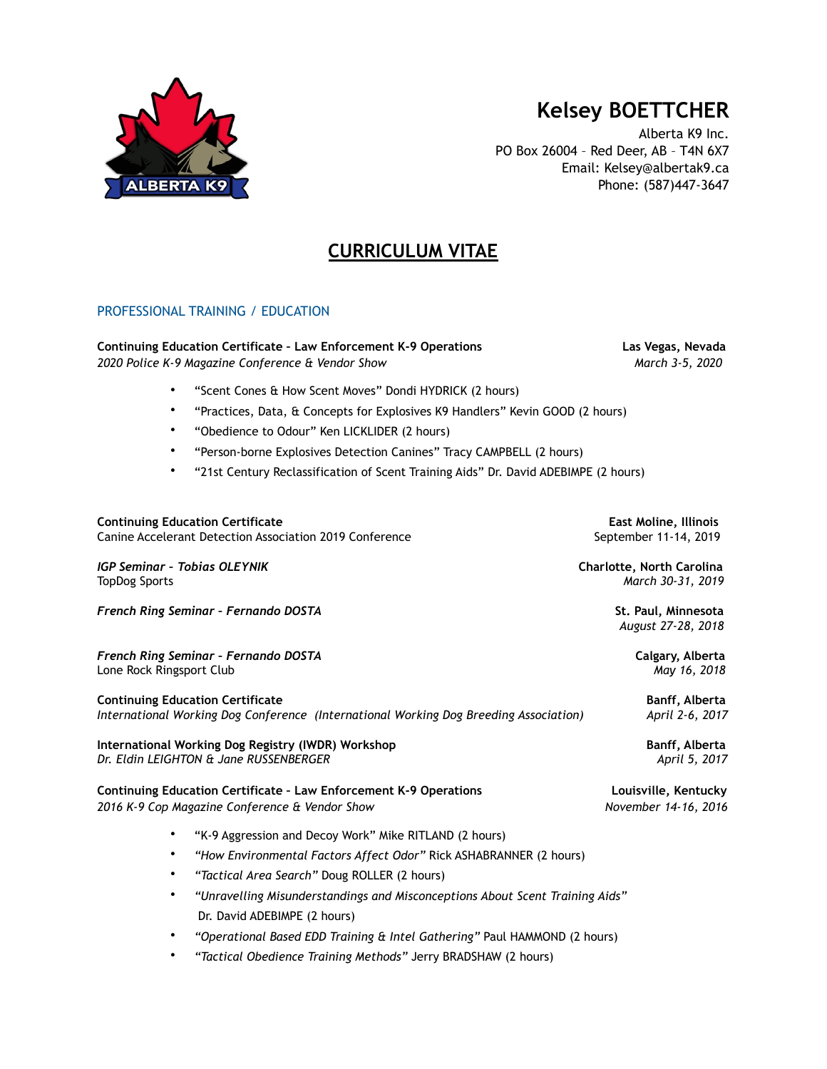# Kelsey BOETTCHER

Alberta K9 Inc.
PO Box 26004 – Red Deer, AB – T4N 6X7
Email: Kelsey@albertak9.ca
Phone: (587)447-3647

## CURRICULUM VITAE

### PROFESSIONAL TRAINING / EDUCATION

**Continuing Education Certificate - Law Enforcement K-9 Operations** — **Las Vegas, Nevada**
*2020 Police K-9 Magazine Conference & Vendor Show* — *March 3-5, 2020*

- "Scent Cones & How Scent Moves" Dondi HYDRICK (2 hours)
- "Practices, Data, & Concepts for Explosives K9 Handlers" Kevin GOOD (2 hours)
- "Obedience to Odour" Ken LICKLIDER (2 hours)
- "Person-borne Explosives Detection Canines" Tracy CAMPBELL (2 hours)
- "21st Century Reclassification of Scent Training Aids" Dr. David ADEBIMPE (2 hours)

**Continuing Education Certificate** — **East Moline, Illinois**
Canine Accelerant Detection Association 2019 Conference — September 11-14, 2019

***IGP Seminar – Tobias OLEYNIK*** — **Charlotte, North Carolina**
TopDog Sports — *March 30-31, 2019*

***French Ring Seminar – Fernando DOSTA*** — **St. Paul, Minnesota**
*August 27-28, 2018*

***French Ring Seminar – Fernando DOSTA*** — **Calgary, Alberta**
Lone Rock Ringsport Club — *May 16, 2018*

**Continuing Education Certificate** — **Banff, Alberta**
*International Working Dog Conference (International Working Dog Breeding Association)* — *April 2-6, 2017*

**International Working Dog Registry (IWDR) Workshop** — **Banff, Alberta**
*Dr. Eldin LEIGHTON & Jane RUSSENBERGER* — *April 5, 2017*

**Continuing Education Certificate - Law Enforcement K-9 Operations** — **Louisville, Kentucky**
*2016 K-9 Cop Magazine Conference & Vendor Show* — *November 14-16, 2016*

- "K-9 Aggression and Decoy Work" Mike RITLAND (2 hours)
- *"How Environmental Factors Affect Odor"* Rick ASHABRANNER (2 hours)
- *"Tactical Area Search"* Doug ROLLER (2 hours)
- *"Unravelling Misunderstandings and Misconceptions About Scent Training Aids"* Dr. David ADEBIMPE (2 hours)
- *"Operational Based EDD Training & Intel Gathering"* Paul HAMMOND (2 hours)
- *"Tactical Obedience Training Methods"* Jerry BRADSHAW (2 hours)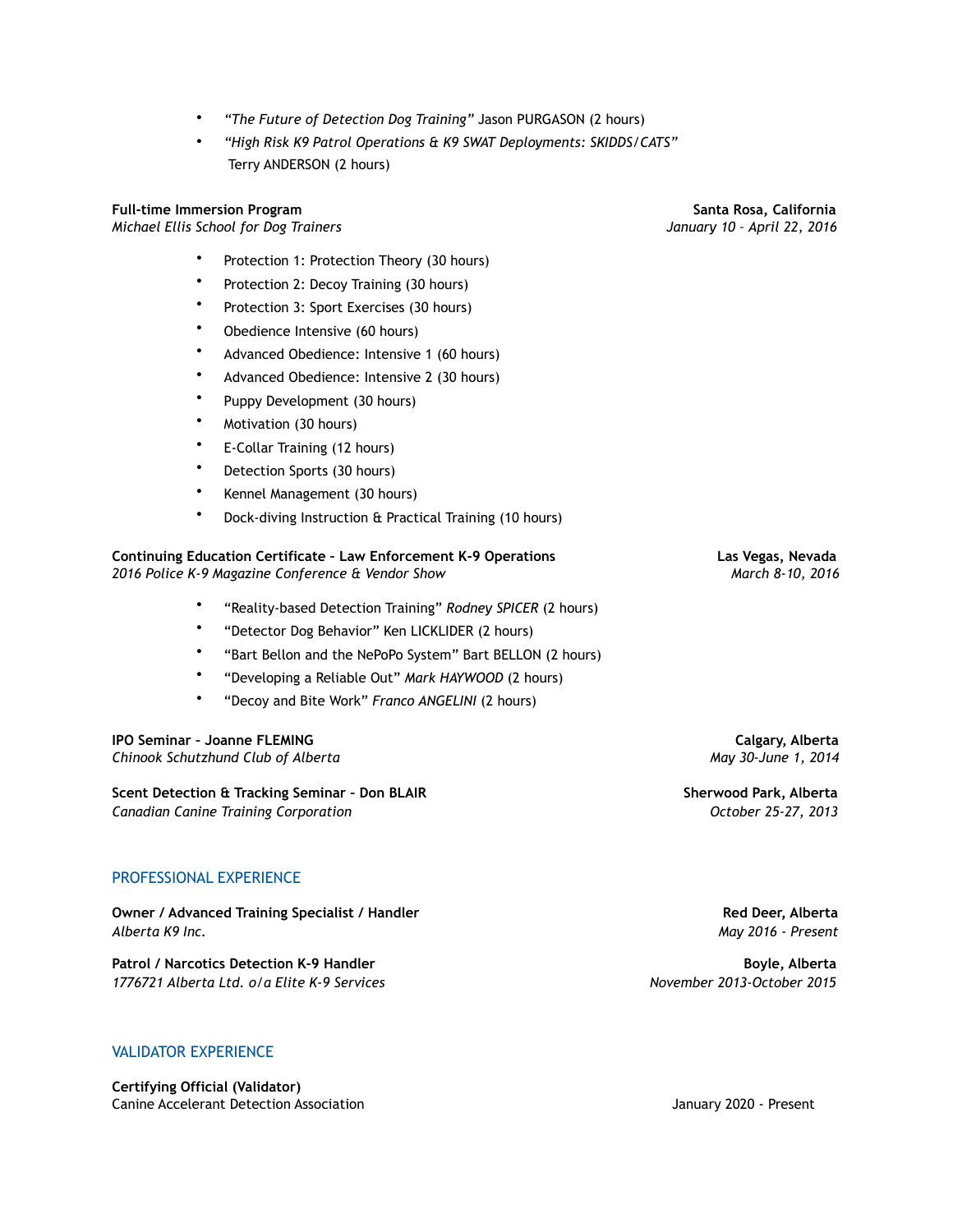- *"The Future of Detection Dog Training"* Jason PURGASON (2 hours)
- *"High Risk K9 Patrol Operations & K9 SWAT Deployments: SKIDDS/CATS"* Terry ANDERSON (2 hours)

**Full-time Immersion Program** — **Santa Rosa, California**
*Michael Ellis School for Dog Trainers* — *January 10 – April 22, 2016*

- Protection 1: Protection Theory (30 hours)
- Protection 2: Decoy Training (30 hours)
- Protection 3: Sport Exercises (30 hours)
- Obedience Intensive (60 hours)
- Advanced Obedience: Intensive 1 (60 hours)
- Advanced Obedience: Intensive 2 (30 hours)
- Puppy Development (30 hours)
- Motivation (30 hours)
- E-Collar Training (12 hours)
- Detection Sports (30 hours)
- Kennel Management (30 hours)
- Dock-diving Instruction & Practical Training (10 hours)

**Continuing Education Certificate – Law Enforcement K-9 Operations** — **Las Vegas, Nevada**
*2016 Police K-9 Magazine Conference & Vendor Show* — *March 8-10, 2016*

- "Reality-based Detection Training" *Rodney SPICER* (2 hours)
- "Detector Dog Behavior" Ken LICKLIDER (2 hours)
- "Bart Bellon and the NePoPo System" Bart BELLON (2 hours)
- "Developing a Reliable Out" *Mark HAYWOOD* (2 hours)
- "Decoy and Bite Work" *Franco ANGELINI* (2 hours)

**IPO Seminar – Joanne FLEMING** — **Calgary, Alberta**
*Chinook Schutzhund Club of Alberta* — *May 30-June 1, 2014*

**Scent Detection & Tracking Seminar – Don BLAIR** — **Sherwood Park, Alberta**
*Canadian Canine Training Corporation* — *October 25-27, 2013*

## PROFESSIONAL EXPERIENCE

**Owner / Advanced Training Specialist / Handler** — **Red Deer, Alberta**
*Alberta K9 Inc.* — *May 2016 - Present*

**Patrol / Narcotics Detection K-9 Handler** — **Boyle, Alberta**
*1776721 Alberta Ltd. o/a Elite K-9 Services* — *November 2013-October 2015*

## VALIDATOR EXPERIENCE

**Certifying Official (Validator)**
Canine Accelerant Detection Association — January 2020 - Present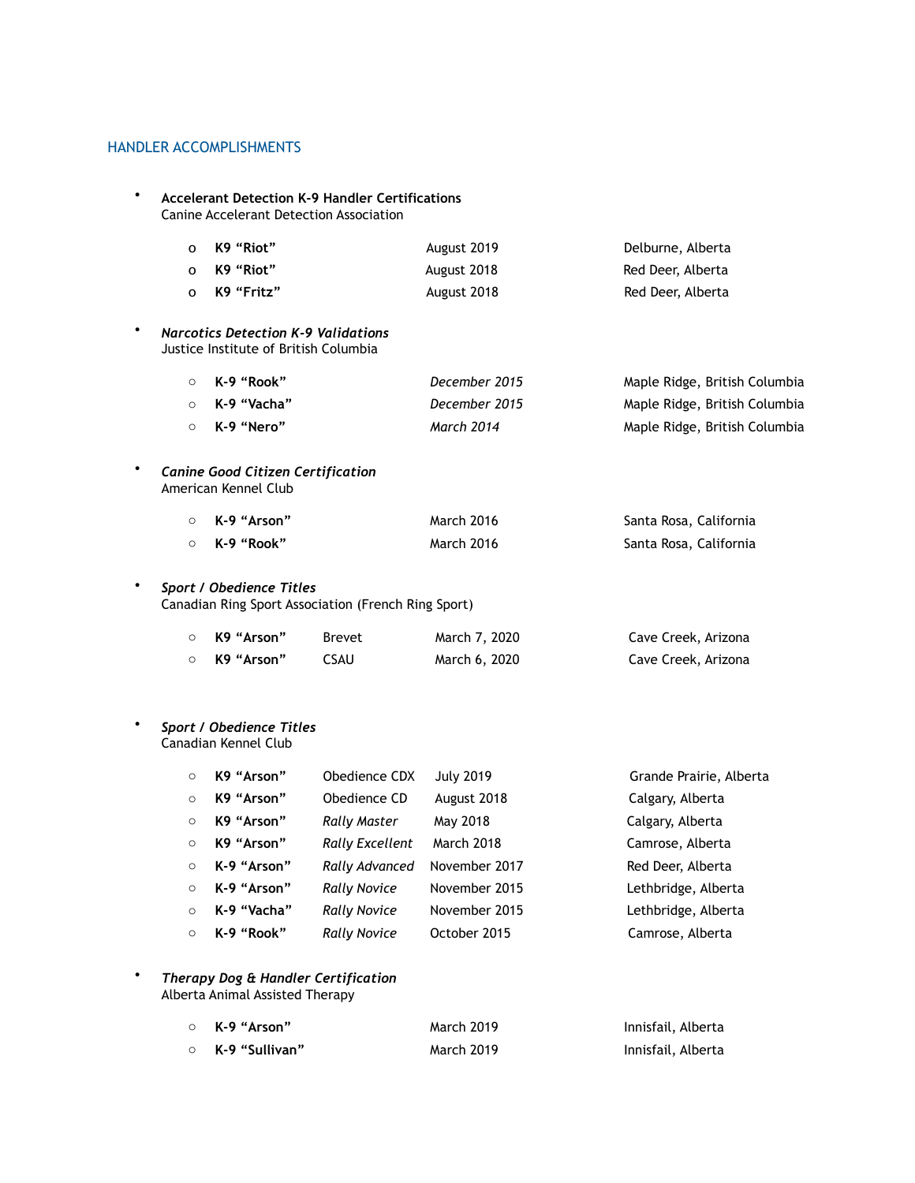## HANDLER ACCOMPLISHMENTS

- **Accelerant Detection K-9 Handler Certifications**
  Canine Accelerant Detection Association

  | | | |
  |---|---|---|
  | **K9 "Riot"** | August 2019 | Delburne, Alberta |
  | **K9 "Riot"** | August 2018 | Red Deer, Alberta |
  | **K9 "Fritz"** | August 2018 | Red Deer, Alberta |

- ***Narcotics Detection K-9 Validations***
  Justice Institute of British Columbia

  | | | |
  |---|---|---|
  | **K-9 "Rook"** | *December 2015* | Maple Ridge, British Columbia |
  | **K-9 "Vacha"** | *December 2015* | Maple Ridge, British Columbia |
  | **K-9 "Nero"** | *March 2014* | Maple Ridge, British Columbia |

- ***Canine Good Citizen Certification***
  American Kennel Club

  | | | |
  |---|---|---|
  | **K-9 "Arson"** | March 2016 | Santa Rosa, California |
  | **K-9 "Rook"** | March 2016 | Santa Rosa, California |

- ***Sport / Obedience Titles***
  Canadian Ring Sport Association (French Ring Sport)

  | | | | |
  |---|---|---|---|
  | **K9 "Arson"** | Brevet | March 7, 2020 | Cave Creek, Arizona |
  | **K9 "Arson"** | CSAU | March 6, 2020 | Cave Creek, Arizona |

- ***Sport / Obedience Titles***
  Canadian Kennel Club

  | | | | |
  |---|---|---|---|
  | **K9 "Arson"** | Obedience CDX | July 2019 | Grande Prairie, Alberta |
  | **K9 "Arson"** | Obedience CD | August 2018 | Calgary, Alberta |
  | **K9 "Arson"** | *Rally Master* | May 2018 | Calgary, Alberta |
  | **K9 "Arson"** | *Rally Excellent* | March 2018 | Camrose, Alberta |
  | **K-9 "Arson"** | *Rally Advanced* | November 2017 | Red Deer, Alberta |
  | **K-9 "Arson"** | *Rally Novice* | November 2015 | Lethbridge, Alberta |
  | **K-9 "Vacha"** | *Rally Novice* | November 2015 | Lethbridge, Alberta |
  | **K-9 "Rook"** | *Rally Novice* | October 2015 | Camrose, Alberta |

- ***Therapy Dog & Handler Certification***
  Alberta Animal Assisted Therapy

  | | | |
  |---|---|---|
  | **K-9 "Arson"** | March 2019 | Innisfail, Alberta |
  | **K-9 "Sullivan"** | March 2019 | Innisfail, Alberta |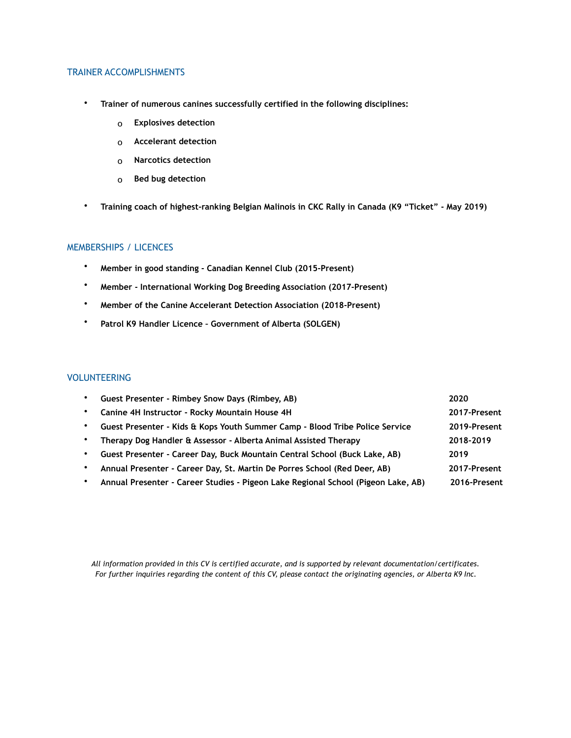## TRAINER ACCOMPLISHMENTS

- **Trainer of numerous canines successfully certified in the following disciplines:**
  - **Explosives detection**
  - **Accelerant detection**
  - **Narcotics detection**
  - **Bed bug detection**
- **Training coach of highest-ranking Belgian Malinois in CKC Rally in Canada (K9 "Ticket" - May 2019)**

## MEMBERSHIPS / LICENCES

- **Member in good standing - Canadian Kennel Club (2015-Present)**
- **Member - International Working Dog Breeding Association (2017-Present)**
- **Member of the Canine Accelerant Detection Association (2018-Present)**
- **Patrol K9 Handler Licence - Government of Alberta (SOLGEN)**

## VOLUNTEERING

- **Guest Presenter - Rimbey Snow Days (Rimbey, AB)** — **2020**
- **Canine 4H Instructor - Rocky Mountain House 4H** — **2017-Present**
- **Guest Presenter - Kids & Kops Youth Summer Camp - Blood Tribe Police Service** — **2019-Present**
- **Therapy Dog Handler & Assessor - Alberta Animal Assisted Therapy** — **2018-2019**
- **Guest Presenter - Career Day, Buck Mountain Central School (Buck Lake, AB)** — **2019**
- **Annual Presenter - Career Day, St. Martin De Porres School (Red Deer, AB)** — **2017-Present**
- **Annual Presenter - Career Studies - Pigeon Lake Regional School (Pigeon Lake, AB)** — **2016-Present**

*All information provided in this CV is certified accurate, and is supported by relevant documentation/certificates.*
*For further inquiries regarding the content of this CV, please contact the originating agencies, or Alberta K9 Inc.*